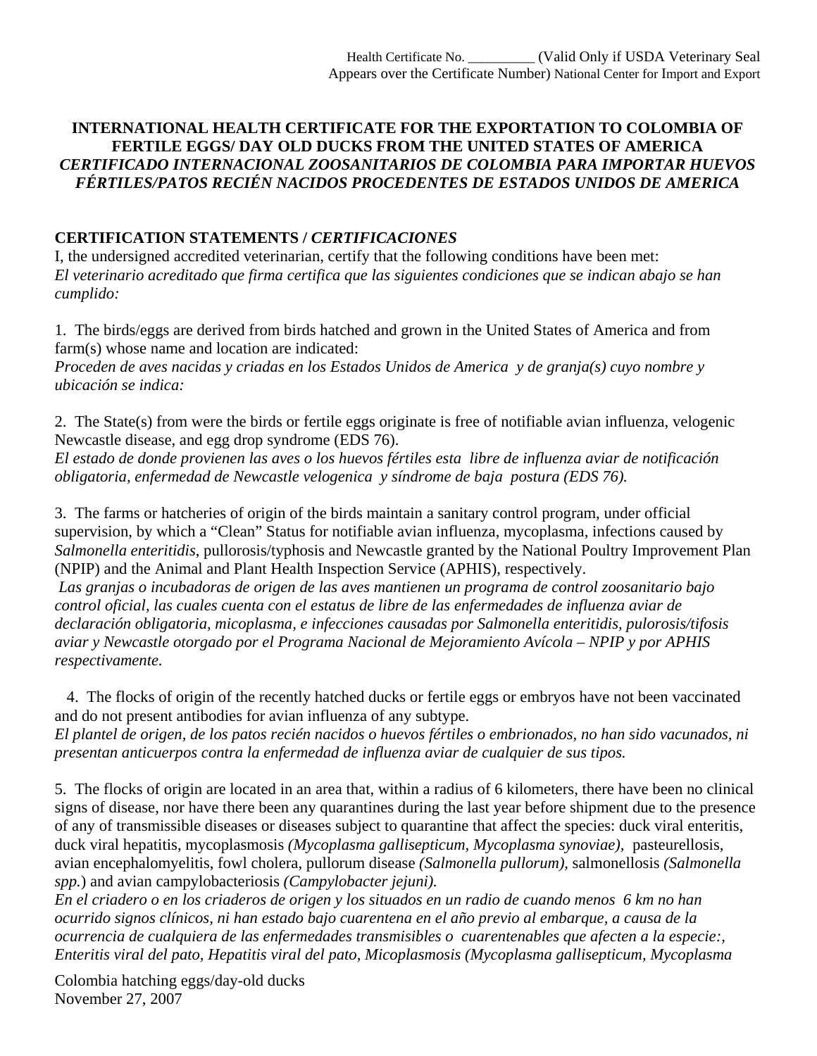Health Certificate No. _________ (Valid Only if USDA Veterinary Seal Appears over the Certificate Number) National Center for Import and Export

# INTERNATIONAL HEALTH CERTIFICATE FOR THE EXPORTATION TO COLOMBIA OF FERTILE EGGS/ DAY OLD DUCKS FROM THE UNITED STATES OF AMERICA
# *CERTIFICADO INTERNACIONAL ZOOSANITARIOS DE COLOMBIA PARA IMPORTAR HUEVOS FÉRTILES/PATOS RECIÉN NACIDOS PROCEDENTES DE ESTADOS UNIDOS DE AMERICA*

## CERTIFICATION STATEMENTS / *CERTIFICACIONES*

I, the undersigned accredited veterinarian, certify that the following conditions have been met:
*El veterinario acreditado que firma certifica que las siguientes condiciones que se indican abajo se han cumplido:*

1. The birds/eggs are derived from birds hatched and grown in the United States of America and from farm(s) whose name and location are indicated:
*Proceden de aves nacidas y criadas en los Estados Unidos de America y de granja(s) cuyo nombre y ubicación se indica:*

2. The State(s) from were the birds or fertile eggs originate is free of notifiable avian influenza, velogenic Newcastle disease, and egg drop syndrome (EDS 76).
*El estado de donde provienen las aves o los huevos fértiles esta libre de influenza aviar de notificación obligatoria, enfermedad de Newcastle velogenica y síndrome de baja postura (EDS 76).*

3. The farms or hatcheries of origin of the birds maintain a sanitary control program, under official supervision, by which a "Clean" Status for notifiable avian influenza, mycoplasma, infections caused by *Salmonella enteritidis*, pullorosis/typhosis and Newcastle granted by the National Poultry Improvement Plan (NPIP) and the Animal and Plant Health Inspection Service (APHIS), respectively.
*Las granjas o incubadoras de origen de las aves mantienen un programa de control zoosanitario bajo control oficial, las cuales cuenta con el estatus de libre de las enfermedades de influenza aviar de declaración obligatoria, micoplasma, e infecciones causadas por Salmonella enteritidis, pulorosis/tifosis aviar y Newcastle otorgado por el Programa Nacional de Mejoramiento Avícola – NPIP y por APHIS respectivamente.*

4. The flocks of origin of the recently hatched ducks or fertile eggs or embryos have not been vaccinated and do not present antibodies for avian influenza of any subtype.
*El plantel de origen, de los patos recién nacidos o huevos fértiles o embrionados, no han sido vacunados, ni presentan anticuerpos contra la enfermedad de influenza aviar de cualquier de sus tipos.*

5. The flocks of origin are located in an area that, within a radius of 6 kilometers, there have been no clinical signs of disease, nor have there been any quarantines during the last year before shipment due to the presence of any of transmissible diseases or diseases subject to quarantine that affect the species: duck viral enteritis, duck viral hepatitis, mycoplasmosis *(Mycoplasma gallisepticum, Mycoplasma synoviae),* pasteurellosis, avian encephalomyelitis, fowl cholera, pullorum disease *(Salmonella pullorum),* salmonellosis *(Salmonella spp.*) and avian campylobacteriosis *(Campylobacter jejuni).*
*En el criadero o en los criaderos de origen y los situados en un radio de cuando menos 6 km no han ocurrido signos clínicos, ni han estado bajo cuarentena en el año previo al embarque, a causa de la ocurrencia de cualquiera de las enfermedades transmisibles o cuarentenables que afecten a la especie:, Enteritis viral del pato, Hepatitis viral del pato, Micoplasmosis (Mycoplasma gallisepticum, Mycoplasma*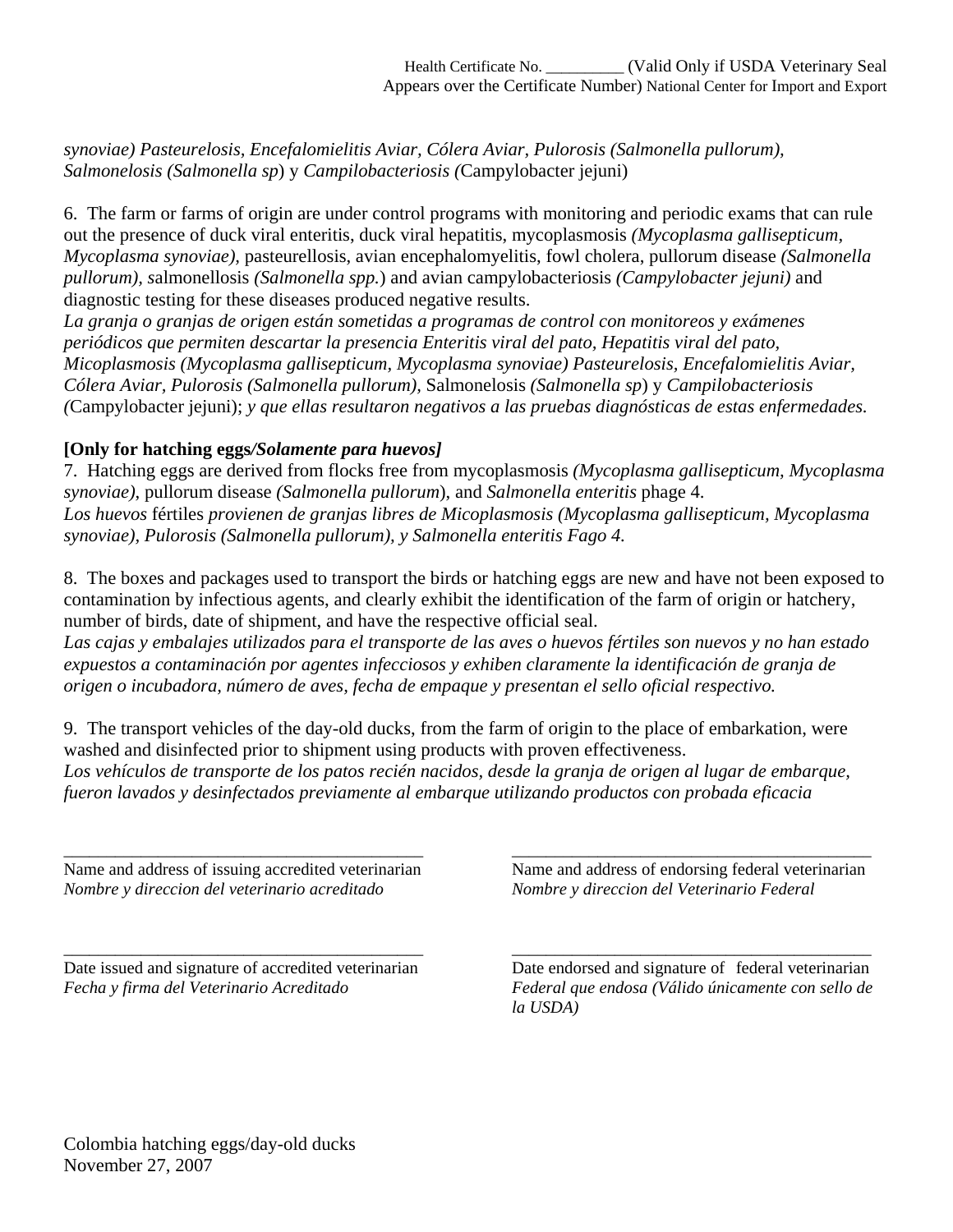*synoviae) Pasteurelosis, Encefalomielitis Aviar, Cólera Aviar, Pulorosis (Salmonella pullorum), Salmonelosis (Salmonella sp*) y *Campilobacteriosis (*Campylobacter jejuni)

6. The farm or farms of origin are under control programs with monitoring and periodic exams that can rule out the presence of duck viral enteritis, duck viral hepatitis, mycoplasmosis *(Mycoplasma gallisepticum, Mycoplasma synoviae),* pasteurellosis, avian encephalomyelitis, fowl cholera, pullorum disease *(Salmonella pullorum), s*almonellosis *(Salmonella spp.*) and avian campylobacteriosis *(Campylobacter jejuni)* and diagnostic testing for these diseases produced negative results.
*La granja o granjas de origen están sometidas a programas de control con monitoreos y exámenes periódicos que permiten descartar la presencia Enteritis viral del pato, Hepatitis viral del pato, Micoplasmosis (Mycoplasma gallisepticum, Mycoplasma synoviae) Pasteurelosis, Encefalomielitis Aviar, Cólera Aviar, Pulorosis (Salmonella pullorum),* Salmonelosis *(Salmonella sp*) y *Campilobacteriosis (*Campylobacter jejuni); *y que ellas resultaron negativos a las pruebas diagnósticas de estas enfermedades.*

**[Only for hatching eggs*/Solamente para huevos]***
7. Hatching eggs are derived from flocks free from mycoplasmosis *(Mycoplasma gallisepticum, Mycoplasma synoviae),* pullorum disease *(Salmonella pullorum*), and *Salmonella enteritis* phage 4.
*Los huevos* fértiles *provienen de granjas libres de Micoplasmosis (Mycoplasma gallisepticum, Mycoplasma synoviae), Pulorosis (Salmonella pullorum), y Salmonella enteritis Fago 4.*

8. The boxes and packages used to transport the birds or hatching eggs are new and have not been exposed to contamination by infectious agents, and clearly exhibit the identification of the farm of origin or hatchery, number of birds, date of shipment, and have the respective official seal.
*Las cajas y embalajes utilizados para el transporte de las aves o huevos fértiles son nuevos y no han estado expuestos a contaminación por agentes infecciosos y exhiben claramente la identificación de granja de origen o incubadora, número de aves, fecha de empaque y presentan el sello oficial respectivo.*

9. The transport vehicles of the day-old ducks, from the farm of origin to the place of embarkation, were washed and disinfected prior to shipment using products with proven effectiveness.
*Los vehículos de transporte de los patos recién nacidos, desde la granja de origen al lugar de embarque, fueron lavados y desinfectados previamente al embarque utilizando productos con probada eficacia*

| | |
|---|---|
| ___________________________________________ | ___________________________________________ |
| Name and address of issuing accredited veterinarian *Nombre y direccion del veterinario acreditado* | Name and address of endorsing federal veterinarian *Nombre y direccion del Veterinario Federal* |
| ___________________________________________ | ___________________________________________ |
| Date issued and signature of accredited veterinarian *Fecha y firma del Veterinario Acreditado* | Date endorsed and signature of federal veterinarian *Federal que endosa (Válido únicamente con sello de la USDA)* |

Colombia hatching eggs/day-old ducks
November 27, 2007